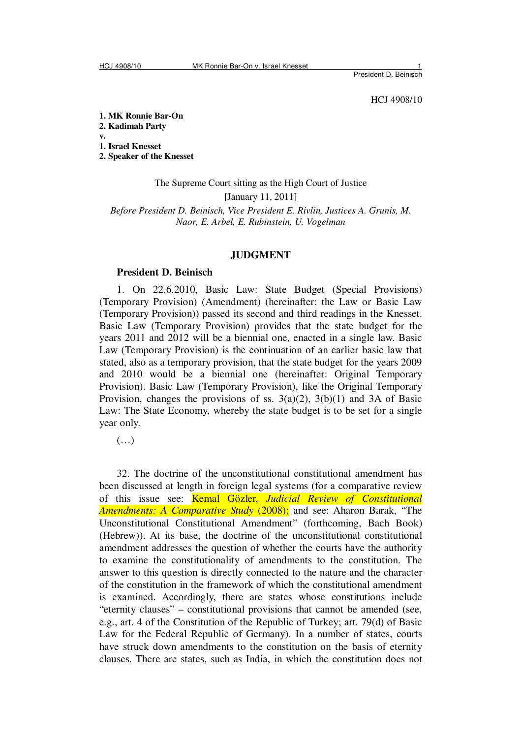HCJ 4908/10

**1. MK Ronnie Bar-On**
**2. Kadimah Party**
**v.**
**1. Israel Knesset**
**2. Speaker of the Knesset**

The Supreme Court sitting as the High Court of Justice

[January 11, 2011]

*Before President D. Beinisch, Vice President E. Rivlin, Justices A. Grunis, M. Naor, E. Arbel, E. Rubinstein, U. Vogelman*

## JUDGMENT

### President D. Beinisch

1. On 22.6.2010, Basic Law: State Budget (Special Provisions) (Temporary Provision) (Amendment) (hereinafter: the Law or Basic Law (Temporary Provision)) passed its second and third readings in the Knesset. Basic Law (Temporary Provision) provides that the state budget for the years 2011 and 2012 will be a biennial one, enacted in a single law. Basic Law (Temporary Provision) is the continuation of an earlier basic law that stated, also as a temporary provision, that the state budget for the years 2009 and 2010 would be a biennial one (hereinafter: Original Temporary Provision). Basic Law (Temporary Provision), like the Original Temporary Provision, changes the provisions of ss. 3(a)(2), 3(b)(1) and 3A of Basic Law: The State Economy, whereby the state budget is to be set for a single year only.

(…)

32. The doctrine of the unconstitutional constitutional amendment has been discussed at length in foreign legal systems (for a comparative review of this issue see: Kemal Gözler, *Judicial Review of Constitutional Amendments: A Comparative Study* (2008); and see: Aharon Barak, "The Unconstitutional Constitutional Amendment" (forthcoming, Bach Book) (Hebrew)). At its base, the doctrine of the unconstitutional constitutional amendment addresses the question of whether the courts have the authority to examine the constitutionality of amendments to the constitution. The answer to this question is directly connected to the nature and the character of the constitution in the framework of which the constitutional amendment is examined. Accordingly, there are states whose constitutions include "eternity clauses" – constitutional provisions that cannot be amended (see, e.g., art. 4 of the Constitution of the Republic of Turkey; art. 79(d) of Basic Law for the Federal Republic of Germany). In a number of states, courts have struck down amendments to the constitution on the basis of eternity clauses. There are states, such as India, in which the constitution does not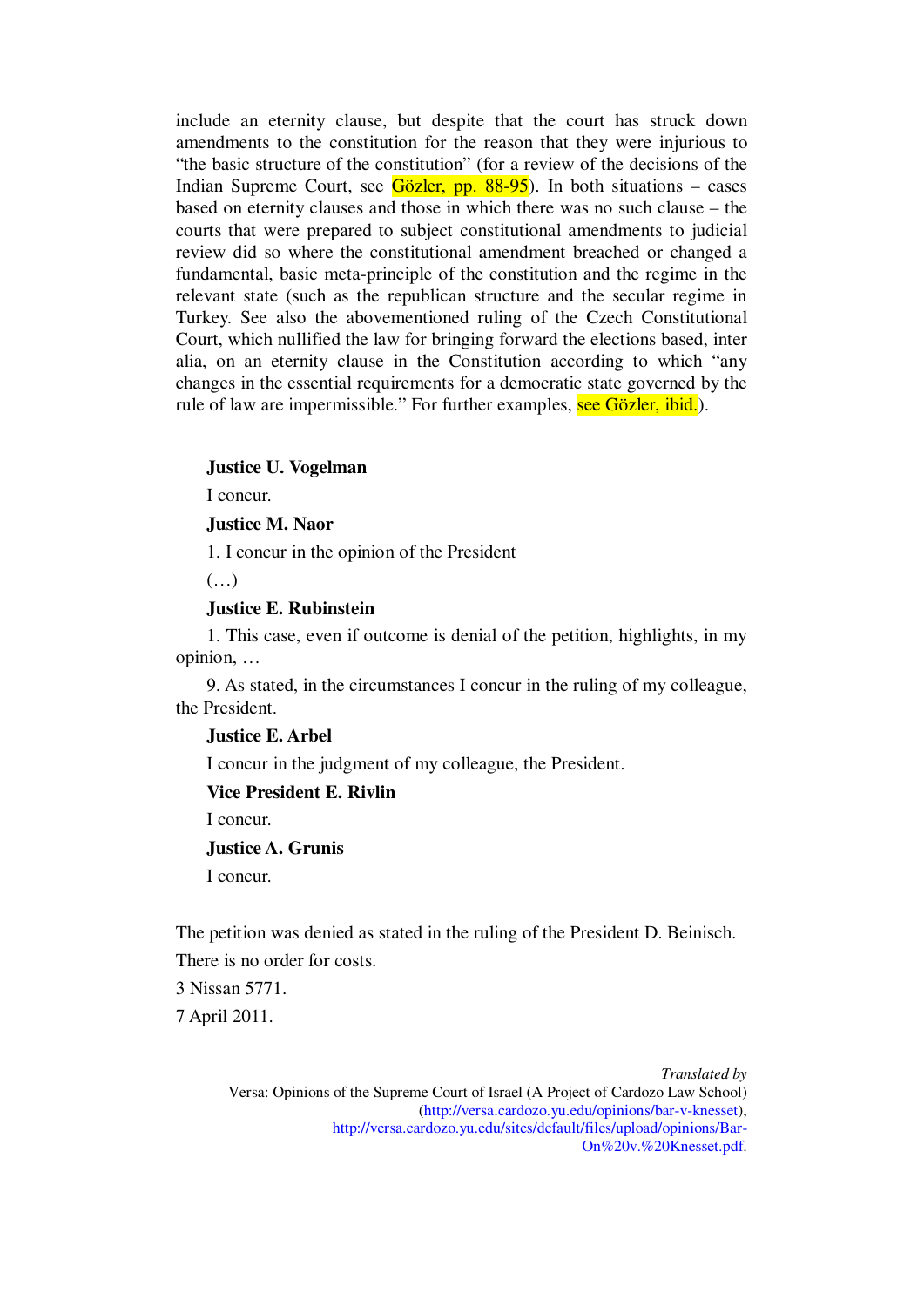include an eternity clause, but despite that the court has struck down amendments to the constitution for the reason that they were injurious to "the basic structure of the constitution" (for a review of the decisions of the Indian Supreme Court, see Gözler, pp. 88-95). In both situations – cases based on eternity clauses and those in which there was no such clause – the courts that were prepared to subject constitutional amendments to judicial review did so where the constitutional amendment breached or changed a fundamental, basic meta-principle of the constitution and the regime in the relevant state (such as the republican structure and the secular regime in Turkey. See also the abovementioned ruling of the Czech Constitutional Court, which nullified the law for bringing forward the elections based, inter alia, on an eternity clause in the Constitution according to which "any changes in the essential requirements for a democratic state governed by the rule of law are impermissible." For further examples, see Gözler, ibid.).

**Justice U. Vogelman**

I concur.

**Justice M. Naor**

1. I concur in the opinion of the President

(…)

**Justice E. Rubinstein**

1. This case, even if outcome is denial of the petition, highlights, in my opinion, …

9. As stated, in the circumstances I concur in the ruling of my colleague, the President.

**Justice E. Arbel**

I concur in the judgment of my colleague, the President.

**Vice President E. Rivlin**

I concur.

**Justice A. Grunis**

I concur.

The petition was denied as stated in the ruling of the President D. Beinisch.

There is no order for costs.

3 Nissan 5771.

7 April 2011.

*Translated by*
Versa: Opinions of the Supreme Court of Israel (A Project of Cardozo Law School) (http://versa.cardozo.yu.edu/opinions/bar-v-knesset), http://versa.cardozo.yu.edu/sites/default/files/upload/opinions/Bar-On%20v.%20Knesset.pdf.